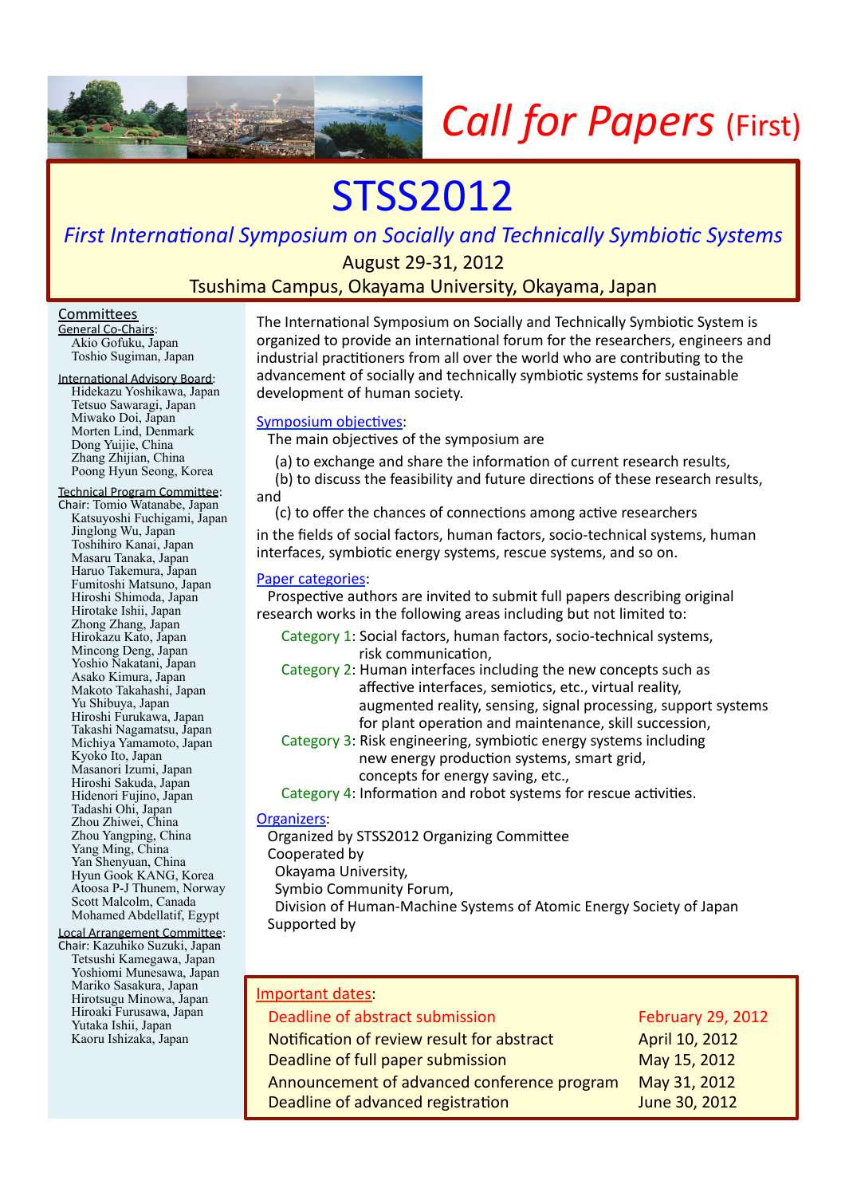# Call for Papers (First)

# STSS2012

## *First International Symposium on Socially and Technically Symbiotic Systems*

August 29-31, 2012

Tsushima Campus, Okayama University, Okayama, Japan

The International Symposium on Socially and Technically Symbiotic System is organized to provide an international forum for the researchers, engineers and industrial practitioners from all over the world who are contributing to the advancement of socially and technically symbiotic systems for sustainable development of human society.

### Symposium objectives:

The main objectives of the symposium are

(a) to exchange and share the information of current research results,
(b) to discuss the feasibility and future directions of these research results, and
(c) to offer the chances of connections among active researchers

in the fields of social factors, human factors, socio-technical systems, human interfaces, symbiotic energy systems, rescue systems, and so on.

### Paper categories:

Prospective authors are invited to submit full papers describing original research works in the following areas including but not limited to:

- Category 1: Social factors, human factors, socio-technical systems, risk communication,
- Category 2: Human interfaces including the new concepts such as affective interfaces, semiotics, etc., virtual reality, augmented reality, sensing, signal processing, support systems for plant operation and maintenance, skill succession,
- Category 3: Risk engineering, symbiotic energy systems including new energy production systems, smart grid, concepts for energy saving, etc.,
- Category 4: Information and robot systems for rescue activities.

### Organizers:

Organized by STSS2012 Organizing Committee
Cooperated by
Okayama University,
Symbio Community Forum,
Division of Human-Machine Systems of Atomic Energy Society of Japan
Supported by

### Important dates:

| | |
|---|---|
| Deadline of abstract submission | February 29, 2012 |
| Notification of review result for abstract | April 10, 2012 |
| Deadline of full paper submission | May 15, 2012 |
| Announcement of advanced conference program | May 31, 2012 |
| Deadline of advanced registration | June 30, 2012 |

### Committees

**General Co-Chairs:**
Akio Gofuku, Japan
Toshio Sugiman, Japan

**International Advisory Board:**
Hidekazu Yoshikawa, Japan
Tetsuo Sawaragi, Japan
Miwako Doi, Japan
Morten Lind, Denmark
Dong Yuijie, China
Zhang Zhijian, China
Poong Hyun Seong, Korea

**Technical Program Committee:**
Chair: Tomio Watanabe, Japan
Katsuyoshi Fuchigami, Japan
Jinglong Wu, Japan
Toshihiro Kanai, Japan
Masaru Tanaka, Japan
Haruo Takemura, Japan
Fumitoshi Matsuno, Japan
Hiroshi Shimoda, Japan
Hirotake Ishii, Japan
Zhong Zhang, Japan
Hirokazu Kato, Japan
Mincong Deng, Japan
Yoshio Nakatani, Japan
Asako Kimura, Japan
Makoto Takahashi, Japan
Yu Shibuya, Japan
Hiroshi Furukawa, Japan
Takashi Nagamatsu, Japan
Michiya Yamamoto, Japan
Kyoko Ito, Japan
Masanori Izumi, Japan
Hiroshi Sakuda, Japan
Hidenori Fujino, Japan
Tadashi Ohi, Japan
Zhou Zhiwei, China
Zhou Yangping, China
Yang Ming, China
Yan Shenyuan, China
Hyun Gook KANG, Korea
Atoosa P-J Thunem, Norway
Scott Malcolm, Canada
Mohamed Abdellatif, Egypt

**Local Arrangement Committee:**
Chair: Kazuhiko Suzuki, Japan
Tetsushi Kamegawa, Japan
Yoshiomi Munesawa, Japan
Mariko Sasakura, Japan
Hirotsugu Minowa, Japan
Hiroaki Furusawa, Japan
Yutaka Ishii, Japan
Kaoru Ishizaka, Japan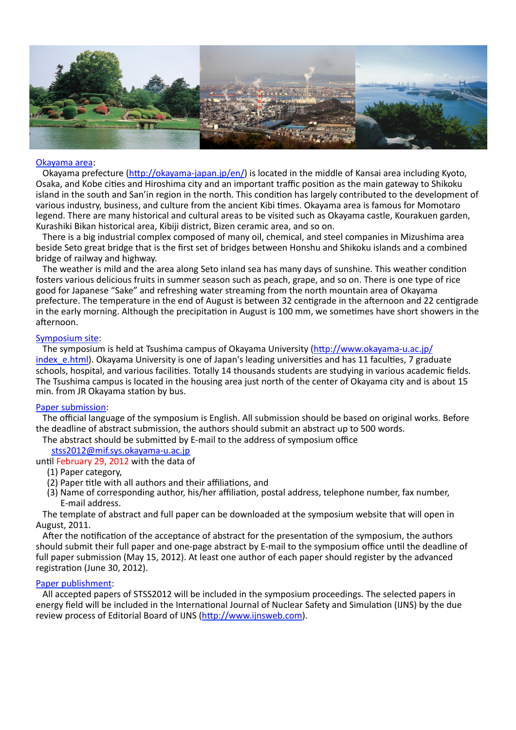Okayama area:

Okayama prefecture (http://okayama-japan.jp/en/) is located in the middle of Kansai area including Kyoto, Osaka, and Kobe cities and Hiroshima city and an important traffic position as the main gateway to Shikoku island in the south and San'in region in the north. This condition has largely contributed to the development of various industry, business, and culture from the ancient Kibi times. Okayama area is famous for Momotaro legend. There are many historical and cultural areas to be visited such as Okayama castle, Kourakuen garden, Kurashiki Bikan historical area, Kibiji district, Bizen ceramic area, and so on.

There is a big industrial complex composed of many oil, chemical, and steel companies in Mizushima area beside Seto great bridge that is the first set of bridges between Honshu and Shikoku islands and a combined bridge of railway and highway.

The weather is mild and the area along Seto inland sea has many days of sunshine. This weather condition fosters various delicious fruits in summer season such as peach, grape, and so on. There is one type of rice good for Japanese "Sake" and refreshing water streaming from the north mountain area of Okayama prefecture. The temperature in the end of August is between 32 centigrade in the afternoon and 22 centigrade in the early morning. Although the precipitation in August is 100 mm, we sometimes have short showers in the afternoon.

Symposium site:

The symposium is held at Tsushima campus of Okayama University (http://www.okayama-u.ac.jp/index_e.html). Okayama University is one of Japan's leading universities and has 11 faculties, 7 graduate schools, hospital, and various facilities. Totally 14 thousands students are studying in various academic fields. The Tsushima campus is located in the housing area just north of the center of Okayama city and is about 15 min. from JR Okayama station by bus.

Paper submission:

The official language of the symposium is English. All submission should be based on original works. Before the deadline of abstract submission, the authors should submit an abstract up to 500 words.

The abstract should be submitted by E-mail to the address of symposium office
stss2012@mif.sys.okayama-u.ac.jp
until February 29, 2012 with the data of

(1) Paper category,
(2) Paper title with all authors and their affiliations, and
(3) Name of corresponding author, his/her affiliation, postal address, telephone number, fax number, E-mail address.

The template of abstract and full paper can be downloaded at the symposium website that will open in August, 2011.

After the notification of the acceptance of abstract for the presentation of the symposium, the authors should submit their full paper and one-page abstract by E-mail to the symposium office until the deadline of full paper submission (May 15, 2012). At least one author of each paper should register by the advanced registration (June 30, 2012).

Paper publishment:

All accepted papers of STSS2012 will be included in the symposium proceedings. The selected papers in energy field will be included in the International Journal of Nuclear Safety and Simulation (IJNS) by the due review process of Editorial Board of IJNS (http://www.ijnsweb.com).